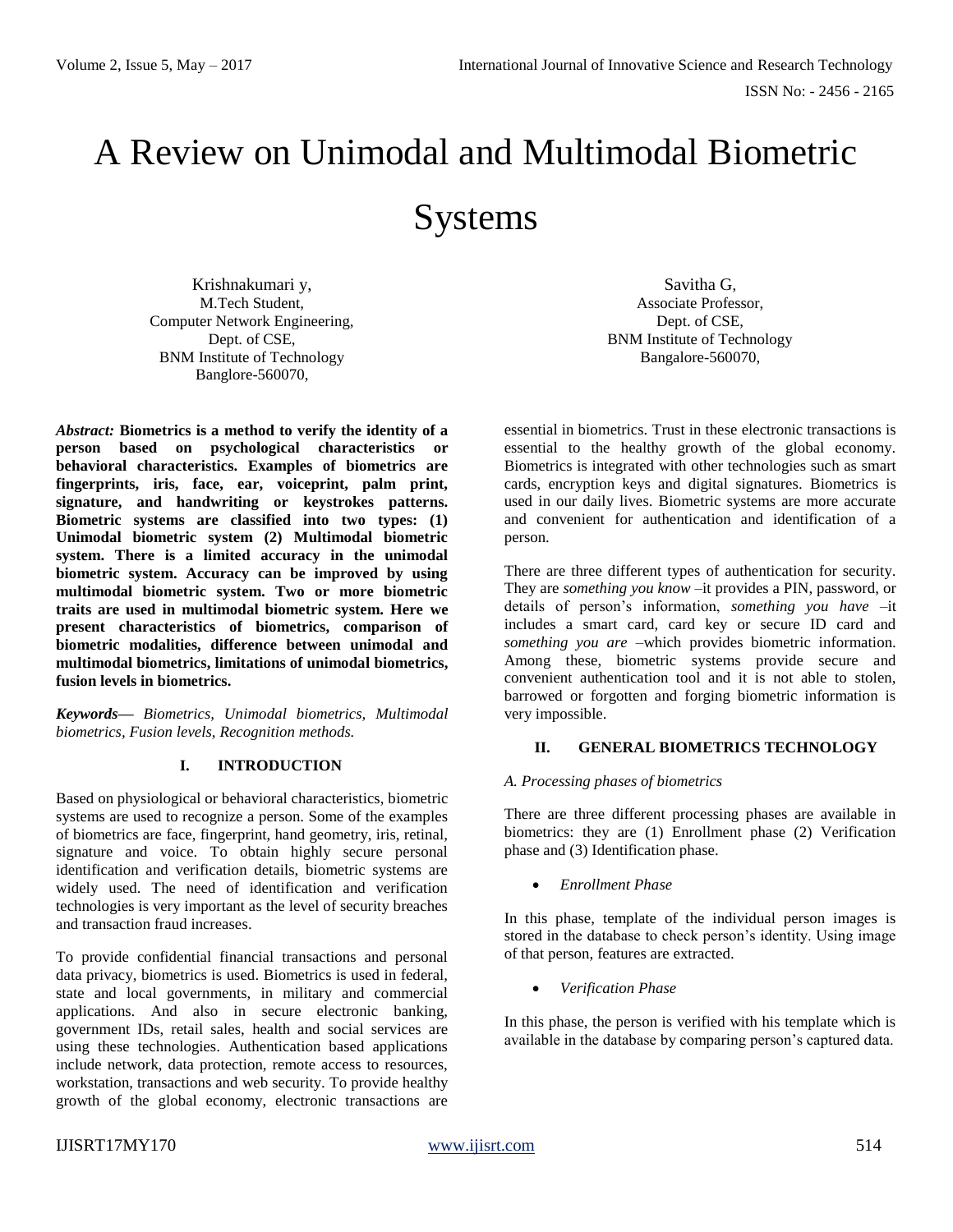# A Review on Unimodal and Multimodal Biometric Systems

Krishnakumari y,
M.Tech Student,
Computer Network Engineering,
Dept. of CSE,
BNM Institute of Technology
Banglore-560070,

Savitha G,
Associate Professor,
Dept. of CSE,
BNM Institute of Technology
Bangalore-560070,

***Abstract:*** **Biometrics is a method to verify the identity of a person based on psychological characteristics or behavioral characteristics. Examples of biometrics are fingerprints, iris, face, ear, voiceprint, palm print, signature, and handwriting or keystrokes patterns. Biometric systems are classified into two types: (1) Unimodal biometric system (2) Multimodal biometric system. There is a limited accuracy in the unimodal biometric system. Accuracy can be improved by using multimodal biometric system. Two or more biometric traits are used in multimodal biometric system. Here we present characteristics of biometrics, comparison of biometric modalities, difference between unimodal and multimodal biometrics, limitations of unimodal biometrics, fusion levels in biometrics.**

***Keywords—*** *Biometrics, Unimodal biometrics, Multimodal biometrics, Fusion levels, Recognition methods.*

## I. INTRODUCTION

Based on physiological or behavioral characteristics, biometric systems are used to recognize a person. Some of the examples of biometrics are face, fingerprint, hand geometry, iris, retinal, signature and voice. To obtain highly secure personal identification and verification details, biometric systems are widely used. The need of identification and verification technologies is very important as the level of security breaches and transaction fraud increases.

To provide confidential financial transactions and personal data privacy, biometrics is used. Biometrics is used in federal, state and local governments, in military and commercial applications. And also in secure electronic banking, government IDs, retail sales, health and social services are using these technologies. Authentication based applications include network, data protection, remote access to resources, workstation, transactions and web security. To provide healthy growth of the global economy, electronic transactions are essential in biometrics. Trust in these electronic transactions is essential to the healthy growth of the global economy. Biometrics is integrated with other technologies such as smart cards, encryption keys and digital signatures. Biometrics is used in our daily lives. Biometric systems are more accurate and convenient for authentication and identification of a person.

There are three different types of authentication for security. They are *something you know* –it provides a PIN, password, or details of person's information, *something you have* –it includes a smart card, card key or secure ID card and *something you are* –which provides biometric information. Among these, biometric systems provide secure and convenient authentication tool and it is not able to stolen, barrowed or forgotten and forging biometric information is very impossible.

## II. GENERAL BIOMETRICS TECHNOLOGY

### *A. Processing phases of biometrics*

There are three different processing phases are available in biometrics: they are (1) Enrollment phase (2) Verification phase and (3) Identification phase.

- *Enrollment Phase*

In this phase, template of the individual person images is stored in the database to check person's identity. Using image of that person, features are extracted.

- *Verification Phase*

In this phase, the person is verified with his template which is available in the database by comparing person's captured data.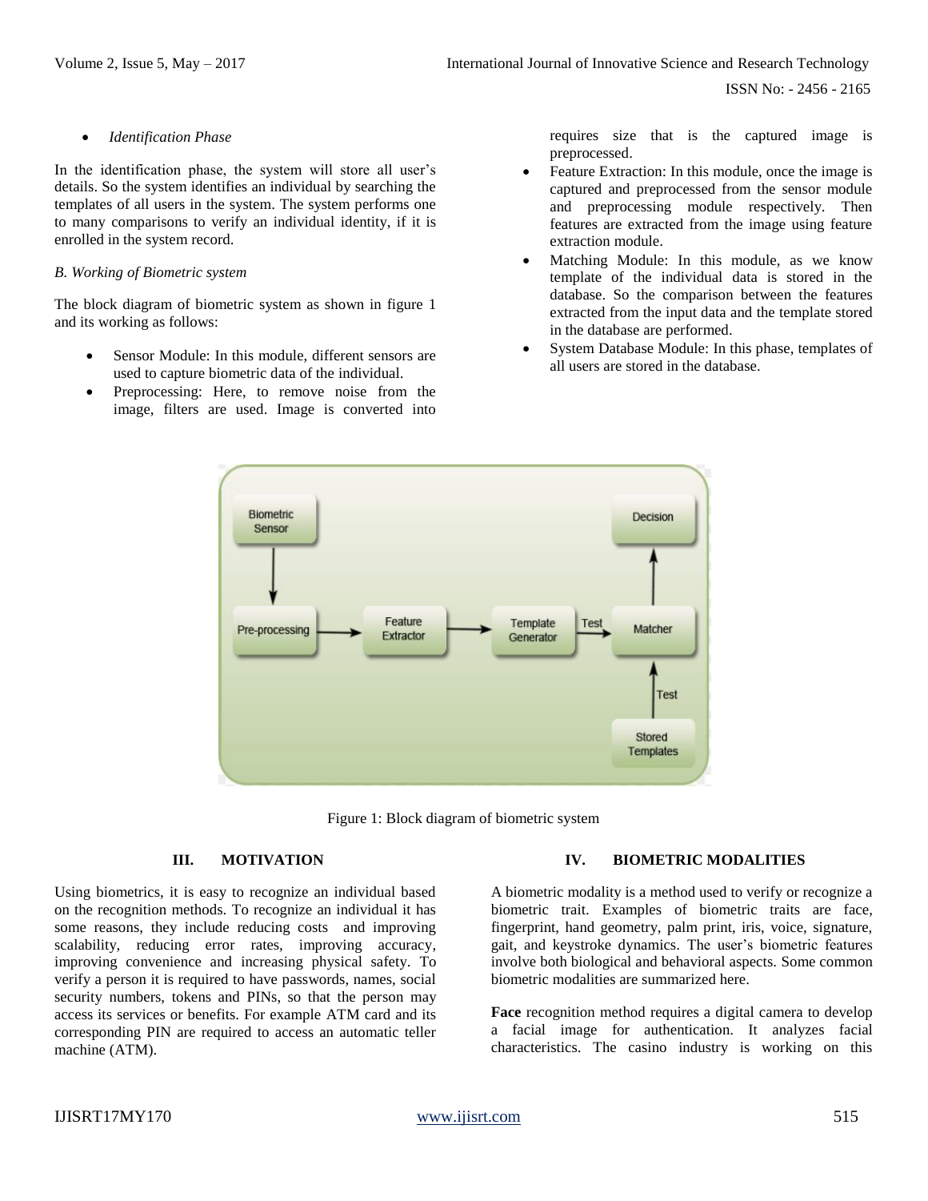- *Identification Phase*

In the identification phase, the system will store all user's details. So the system identifies an individual by searching the templates of all users in the system. The system performs one to many comparisons to verify an individual identity, if it is enrolled in the system record.

*B. Working of Biometric system*

The block diagram of biometric system as shown in figure 1 and its working as follows:

- Sensor Module: In this module, different sensors are used to capture biometric data of the individual.
- Preprocessing: Here, to remove noise from the image, filters are used. Image is converted into requires size that is the captured image is preprocessed.
- Feature Extraction: In this module, once the image is captured and preprocessed from the sensor module and preprocessing module respectively. Then features are extracted from the image using feature extraction module.
- Matching Module: In this module, as we know template of the individual data is stored in the database. So the comparison between the features extracted from the input data and the template stored in the database are performed.
- System Database Module: In this phase, templates of all users are stored in the database.

Figure 1: Block diagram of biometric system

## III. MOTIVATION

Using biometrics, it is easy to recognize an individual based on the recognition methods. To recognize an individual it has some reasons, they include reducing costs and improving scalability, reducing error rates, improving accuracy, improving convenience and increasing physical safety. To verify a person it is required to have passwords, names, social security numbers, tokens and PINs, so that the person may access its services or benefits. For example ATM card and its corresponding PIN are required to access an automatic teller machine (ATM).

## IV. BIOMETRIC MODALITIES

A biometric modality is a method used to verify or recognize a biometric trait. Examples of biometric traits are face, fingerprint, hand geometry, palm print, iris, voice, signature, gait, and keystroke dynamics. The user's biometric features involve both biological and behavioral aspects. Some common biometric modalities are summarized here.

**Face** recognition method requires a digital camera to develop a facial image for authentication. It analyzes facial characteristics. The casino industry is working on this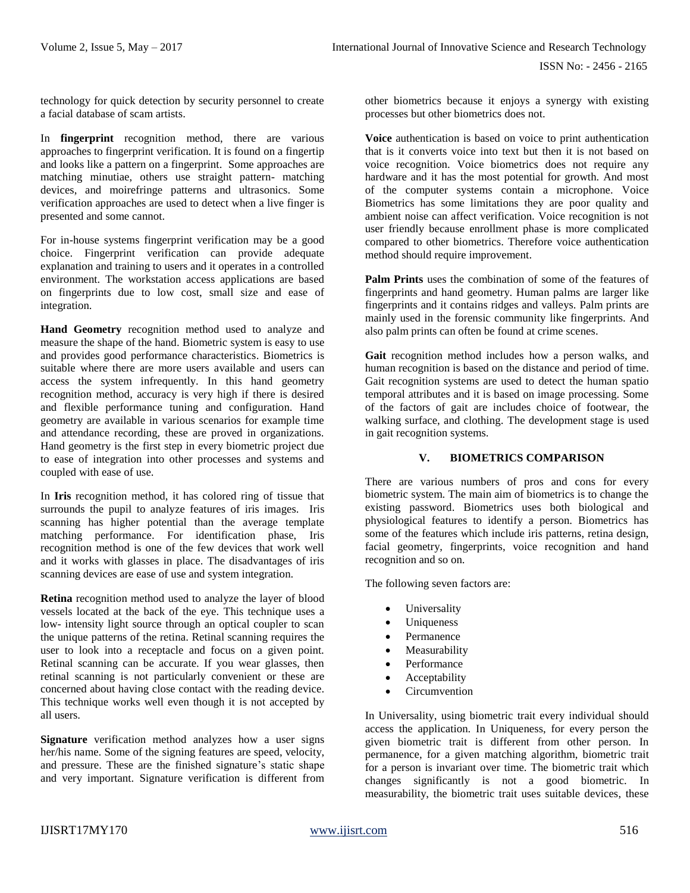technology for quick detection by security personnel to create a facial database of scam artists.

In **fingerprint** recognition method, there are various approaches to fingerprint verification. It is found on a fingertip and looks like a pattern on a fingerprint. Some approaches are matching minutiae, others use straight pattern- matching devices, and moirefringe patterns and ultrasonics. Some verification approaches are used to detect when a live finger is presented and some cannot.

For in-house systems fingerprint verification may be a good choice. Fingerprint verification can provide adequate explanation and training to users and it operates in a controlled environment. The workstation access applications are based on fingerprints due to low cost, small size and ease of integration.

**Hand Geometry** recognition method used to analyze and measure the shape of the hand. Biometric system is easy to use and provides good performance characteristics. Biometrics is suitable where there are more users available and users can access the system infrequently. In this hand geometry recognition method, accuracy is very high if there is desired and flexible performance tuning and configuration. Hand geometry are available in various scenarios for example time and attendance recording, these are proved in organizations. Hand geometry is the first step in every biometric project due to ease of integration into other processes and systems and coupled with ease of use.

In **Iris** recognition method, it has colored ring of tissue that surrounds the pupil to analyze features of iris images. Iris scanning has higher potential than the average template matching performance. For identification phase, Iris recognition method is one of the few devices that work well and it works with glasses in place. The disadvantages of iris scanning devices are ease of use and system integration.

**Retina** recognition method used to analyze the layer of blood vessels located at the back of the eye. This technique uses a low- intensity light source through an optical coupler to scan the unique patterns of the retina. Retinal scanning requires the user to look into a receptacle and focus on a given point. Retinal scanning can be accurate. If you wear glasses, then retinal scanning is not particularly convenient or these are concerned about having close contact with the reading device. This technique works well even though it is not accepted by all users.

**Signature** verification method analyzes how a user signs her/his name. Some of the signing features are speed, velocity, and pressure. These are the finished signature's static shape and very important. Signature verification is different from other biometrics because it enjoys a synergy with existing processes but other biometrics does not.

**Voice** authentication is based on voice to print authentication that is it converts voice into text but then it is not based on voice recognition. Voice biometrics does not require any hardware and it has the most potential for growth. And most of the computer systems contain a microphone. Voice Biometrics has some limitations they are poor quality and ambient noise can affect verification. Voice recognition is not user friendly because enrollment phase is more complicated compared to other biometrics. Therefore voice authentication method should require improvement.

**Palm Prints** uses the combination of some of the features of fingerprints and hand geometry. Human palms are larger like fingerprints and it contains ridges and valleys. Palm prints are mainly used in the forensic community like fingerprints. And also palm prints can often be found at crime scenes.

**Gait** recognition method includes how a person walks, and human recognition is based on the distance and period of time. Gait recognition systems are used to detect the human spatio temporal attributes and it is based on image processing. Some of the factors of gait are includes choice of footwear, the walking surface, and clothing. The development stage is used in gait recognition systems.

## V. BIOMETRICS COMPARISON

There are various numbers of pros and cons for every biometric system. The main aim of biometrics is to change the existing password. Biometrics uses both biological and physiological features to identify a person. Biometrics has some of the features which include iris patterns, retina design, facial geometry, fingerprints, voice recognition and hand recognition and so on.

The following seven factors are:

- Universality
- Uniqueness
- Permanence
- Measurability
- Performance
- Acceptability
- Circumvention

In Universality, using biometric trait every individual should access the application. In Uniqueness, for every person the given biometric trait is different from other person. In permanence, for a given matching algorithm, biometric trait for a person is invariant over time. The biometric trait which changes significantly is not a good biometric. In measurability, the biometric trait uses suitable devices, these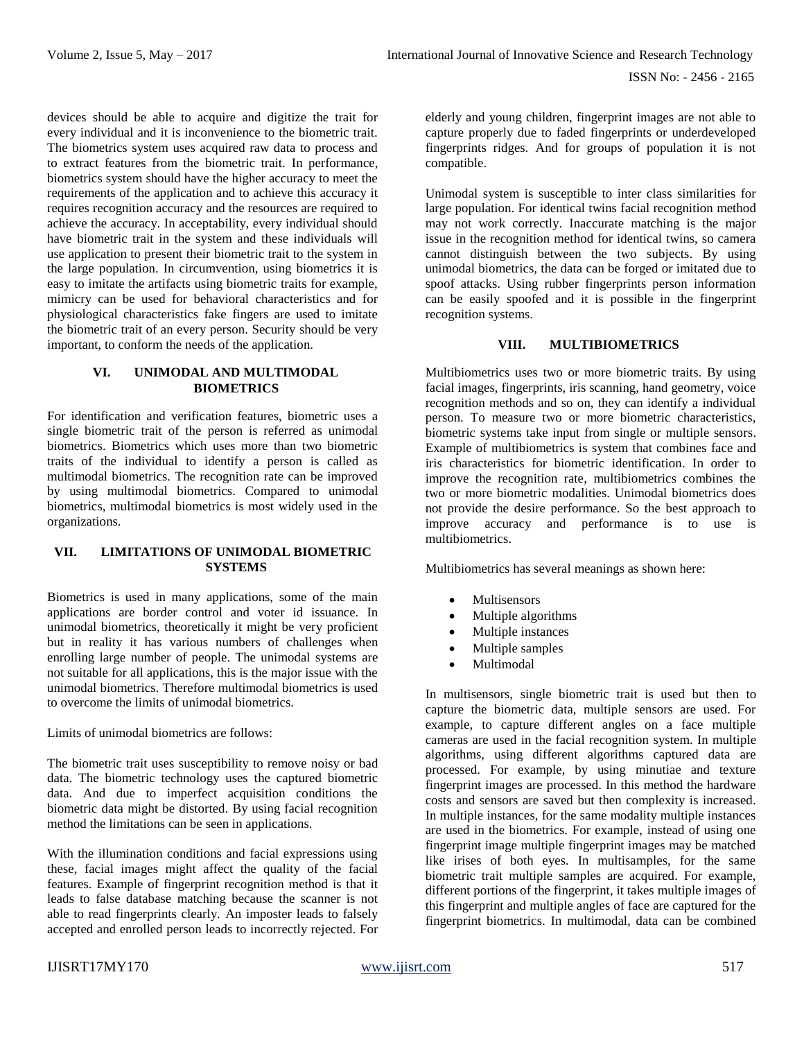devices should be able to acquire and digitize the trait for every individual and it is inconvenience to the biometric trait. The biometrics system uses acquired raw data to process and to extract features from the biometric trait. In performance, biometrics system should have the higher accuracy to meet the requirements of the application and to achieve this accuracy it requires recognition accuracy and the resources are required to achieve the accuracy. In acceptability, every individual should have biometric trait in the system and these individuals will use application to present their biometric trait to the system in the large population. In circumvention, using biometrics it is easy to imitate the artifacts using biometric traits for example, mimicry can be used for behavioral characteristics and for physiological characteristics fake fingers are used to imitate the biometric trait of an every person. Security should be very important, to conform the needs of the application.

## VI. UNIMODAL AND MULTIMODAL BIOMETRICS

For identification and verification features, biometric uses a single biometric trait of the person is referred as unimodal biometrics. Biometrics which uses more than two biometric traits of the individual to identify a person is called as multimodal biometrics. The recognition rate can be improved by using multimodal biometrics. Compared to unimodal biometrics, multimodal biometrics is most widely used in the organizations.

## VII. LIMITATIONS OF UNIMODAL BIOMETRIC SYSTEMS

Biometrics is used in many applications, some of the main applications are border control and voter id issuance. In unimodal biometrics, theoretically it might be very proficient but in reality it has various numbers of challenges when enrolling large number of people. The unimodal systems are not suitable for all applications, this is the major issue with the unimodal biometrics. Therefore multimodal biometrics is used to overcome the limits of unimodal biometrics.

Limits of unimodal biometrics are follows:

The biometric trait uses susceptibility to remove noisy or bad data. The biometric technology uses the captured biometric data. And due to imperfect acquisition conditions the biometric data might be distorted. By using facial recognition method the limitations can be seen in applications.

With the illumination conditions and facial expressions using these, facial images might affect the quality of the facial features. Example of fingerprint recognition method is that it leads to false database matching because the scanner is not able to read fingerprints clearly. An imposter leads to falsely accepted and enrolled person leads to incorrectly rejected. For elderly and young children, fingerprint images are not able to capture properly due to faded fingerprints or underdeveloped fingerprints ridges. And for groups of population it is not compatible.

Unimodal system is susceptible to inter class similarities for large population. For identical twins facial recognition method may not work correctly. Inaccurate matching is the major issue in the recognition method for identical twins, so camera cannot distinguish between the two subjects. By using unimodal biometrics, the data can be forged or imitated due to spoof attacks. Using rubber fingerprints person information can be easily spoofed and it is possible in the fingerprint recognition systems.

## VIII. MULTIBIOMETRICS

Multibiometrics uses two or more biometric traits. By using facial images, fingerprints, iris scanning, hand geometry, voice recognition methods and so on, they can identify a individual person. To measure two or more biometric characteristics, biometric systems take input from single or multiple sensors. Example of multibiometrics is system that combines face and iris characteristics for biometric identification. In order to improve the recognition rate, multibiometrics combines the two or more biometric modalities. Unimodal biometrics does not provide the desire performance. So the best approach to improve accuracy and performance is to use is multibiometrics.

Multibiometrics has several meanings as shown here:

- Multisensors
- Multiple algorithms
- Multiple instances
- Multiple samples
- Multimodal

In multisensors, single biometric trait is used but then to capture the biometric data, multiple sensors are used. For example, to capture different angles on a face multiple cameras are used in the facial recognition system. In multiple algorithms, using different algorithms captured data are processed. For example, by using minutiae and texture fingerprint images are processed. In this method the hardware costs and sensors are saved but then complexity is increased. In multiple instances, for the same modality multiple instances are used in the biometrics. For example, instead of using one fingerprint image multiple fingerprint images may be matched like irises of both eyes. In multisamples, for the same biometric trait multiple samples are acquired. For example, different portions of the fingerprint, it takes multiple images of this fingerprint and multiple angles of face are captured for the fingerprint biometrics. In multimodal, data can be combined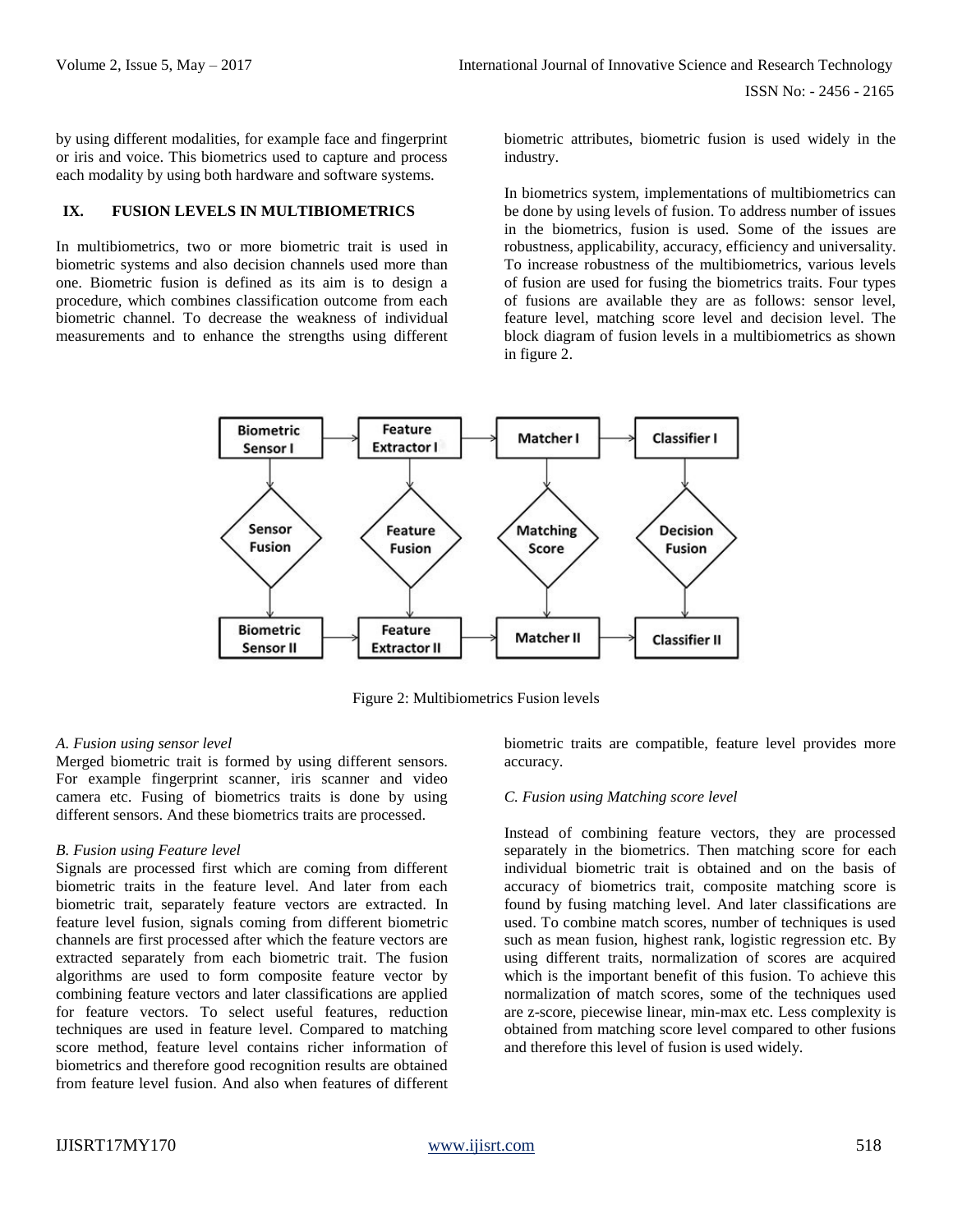by using different modalities, for example face and fingerprint or iris and voice. This biometrics used to capture and process each modality by using both hardware and software systems.

## IX. FUSION LEVELS IN MULTIBIOMETRICS

In multibiometrics, two or more biometric trait is used in biometric systems and also decision channels used more than one. Biometric fusion is defined as its aim is to design a procedure, which combines classification outcome from each biometric channel. To decrease the weakness of individual measurements and to enhance the strengths using different biometric attributes, biometric fusion is used widely in the industry.

In biometrics system, implementations of multibiometrics can be done by using levels of fusion. To address number of issues in the biometrics, fusion is used. Some of the issues are robustness, applicability, accuracy, efficiency and universality. To increase robustness of the multibiometrics, various levels of fusion are used for fusing the biometrics traits. Four types of fusions are available they are as follows: sensor level, feature level, matching score level and decision level. The block diagram of fusion levels in a multibiometrics as shown in figure 2.

Figure 2: Multibiometrics Fusion levels

### *A. Fusion using sensor level*

Merged biometric trait is formed by using different sensors. For example fingerprint scanner, iris scanner and video camera etc. Fusing of biometrics traits is done by using different sensors. And these biometrics traits are processed.

### *B. Fusion using Feature level*

Signals are processed first which are coming from different biometric traits in the feature level. And later from each biometric trait, separately feature vectors are extracted. In feature level fusion, signals coming from different biometric channels are first processed after which the feature vectors are extracted separately from each biometric trait. The fusion algorithms are used to form composite feature vector by combining feature vectors and later classifications are applied for feature vectors. To select useful features, reduction techniques are used in feature level. Compared to matching score method, feature level contains richer information of biometrics and therefore good recognition results are obtained from feature level fusion. And also when features of different biometric traits are compatible, feature level provides more accuracy.

### *C. Fusion using Matching score level*

Instead of combining feature vectors, they are processed separately in the biometrics. Then matching score for each individual biometric trait is obtained and on the basis of accuracy of biometrics trait, composite matching score is found by fusing matching level. And later classifications are used. To combine match scores, number of techniques is used such as mean fusion, highest rank, logistic regression etc. By using different traits, normalization of scores are acquired which is the important benefit of this fusion. To achieve this normalization of match scores, some of the techniques used are z-score, piecewise linear, min-max etc. Less complexity is obtained from matching score level compared to other fusions and therefore this level of fusion is used widely.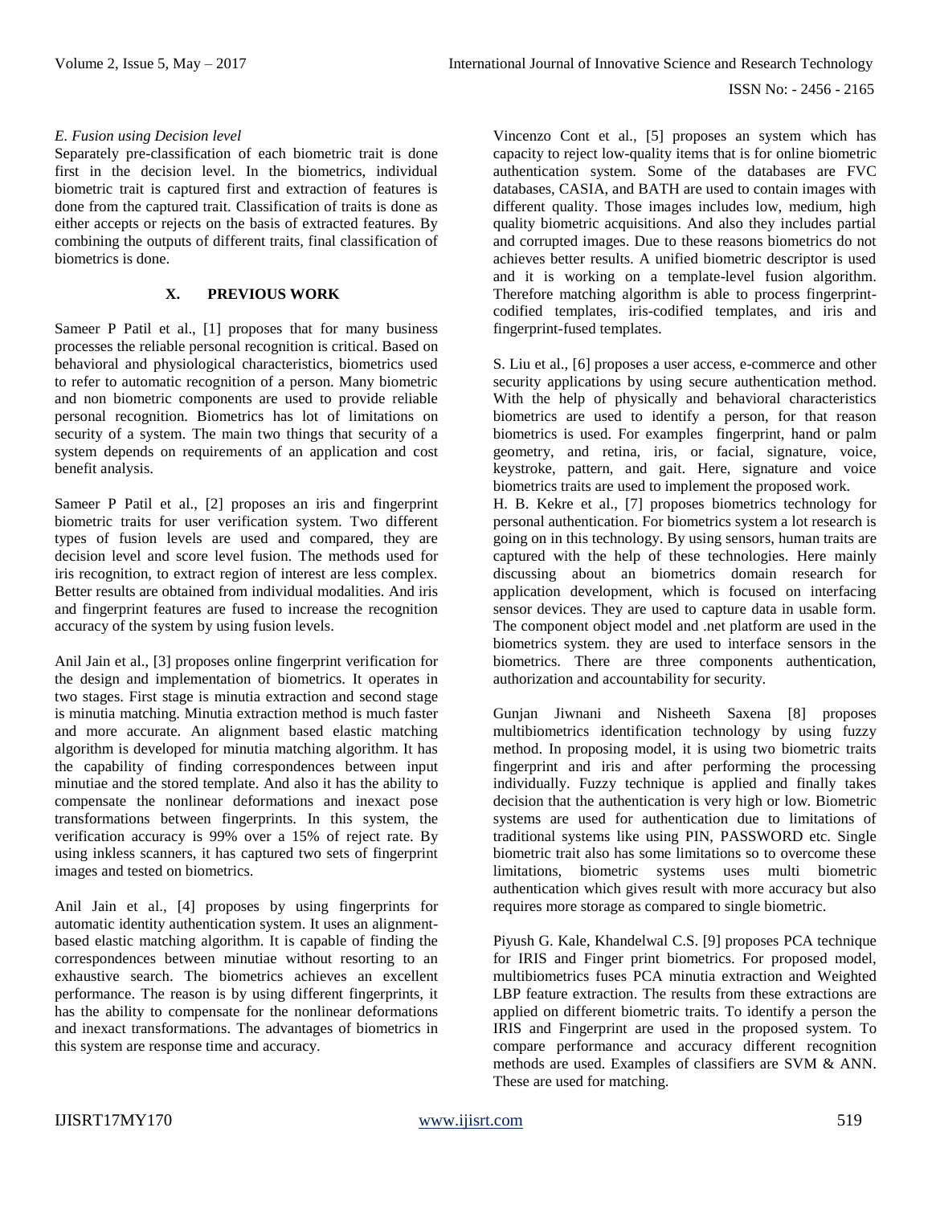*E. Fusion using Decision level*

Separately pre-classification of each biometric trait is done first in the decision level. In the biometrics, individual biometric trait is captured first and extraction of features is done from the captured trait. Classification of traits is done as either accepts or rejects on the basis of extracted features. By combining the outputs of different traits, final classification of biometrics is done.

## X. PREVIOUS WORK

Sameer P Patil et al., [1] proposes that for many business processes the reliable personal recognition is critical. Based on behavioral and physiological characteristics, biometrics used to refer to automatic recognition of a person. Many biometric and non biometric components are used to provide reliable personal recognition. Biometrics has lot of limitations on security of a system. The main two things that security of a system depends on requirements of an application and cost benefit analysis.

Sameer P Patil et al., [2] proposes an iris and fingerprint biometric traits for user verification system. Two different types of fusion levels are used and compared, they are decision level and score level fusion. The methods used for iris recognition, to extract region of interest are less complex. Better results are obtained from individual modalities. And iris and fingerprint features are fused to increase the recognition accuracy of the system by using fusion levels.

Anil Jain et al., [3] proposes online fingerprint verification for the design and implementation of biometrics. It operates in two stages. First stage is minutia extraction and second stage is minutia matching. Minutia extraction method is much faster and more accurate. An alignment based elastic matching algorithm is developed for minutia matching algorithm. It has the capability of finding correspondences between input minutiae and the stored template. And also it has the ability to compensate the nonlinear deformations and inexact pose transformations between fingerprints. In this system, the verification accuracy is 99% over a 15% of reject rate. By using inkless scanners, it has captured two sets of fingerprint images and tested on biometrics.

Anil Jain et al., [4] proposes by using fingerprints for automatic identity authentication system. It uses an alignment-based elastic matching algorithm. It is capable of finding the correspondences between minutiae without resorting to an exhaustive search. The biometrics achieves an excellent performance. The reason is by using different fingerprints, it has the ability to compensate for the nonlinear deformations and inexact transformations. The advantages of biometrics in this system are response time and accuracy.

Vincenzo Cont et al., [5] proposes an system which has capacity to reject low-quality items that is for online biometric authentication system. Some of the databases are FVC databases, CASIA, and BATH are used to contain images with different quality. Those images includes low, medium, high quality biometric acquisitions. And also they includes partial and corrupted images. Due to these reasons biometrics do not achieves better results. A unified biometric descriptor is used and it is working on a template-level fusion algorithm. Therefore matching algorithm is able to process fingerprint-codified templates, iris-codified templates, and iris and fingerprint-fused templates.

S. Liu et al., [6] proposes a user access, e-commerce and other security applications by using secure authentication method. With the help of physically and behavioral characteristics biometrics are used to identify a person, for that reason biometrics is used. For examples fingerprint, hand or palm geometry, and retina, iris, or facial, signature, voice, keystroke, pattern, and gait. Here, signature and voice biometrics traits are used to implement the proposed work.

H. B. Kekre et al., [7] proposes biometrics technology for personal authentication. For biometrics system a lot research is going on in this technology. By using sensors, human traits are captured with the help of these technologies. Here mainly discussing about an biometrics domain research for application development, which is focused on interfacing sensor devices. They are used to capture data in usable form. The component object model and .net platform are used in the biometrics system. they are used to interface sensors in the biometrics. There are three components authentication, authorization and accountability for security.

Gunjan Jiwnani and Nisheeth Saxena [8] proposes multibiometrics identification technology by using fuzzy method. In proposing model, it is using two biometric traits fingerprint and iris and after performing the processing individually. Fuzzy technique is applied and finally takes decision that the authentication is very high or low. Biometric systems are used for authentication due to limitations of traditional systems like using PIN, PASSWORD etc. Single biometric trait also has some limitations so to overcome these limitations, biometric systems uses multi biometric authentication which gives result with more accuracy but also requires more storage as compared to single biometric.

Piyush G. Kale, Khandelwal C.S. [9] proposes PCA technique for IRIS and Finger print biometrics. For proposed model, multibiometrics fuses PCA minutia extraction and Weighted LBP feature extraction. The results from these extractions are applied on different biometric traits. To identify a person the IRIS and Fingerprint are used in the proposed system. To compare performance and accuracy different recognition methods are used. Examples of classifiers are SVM & ANN. These are used for matching.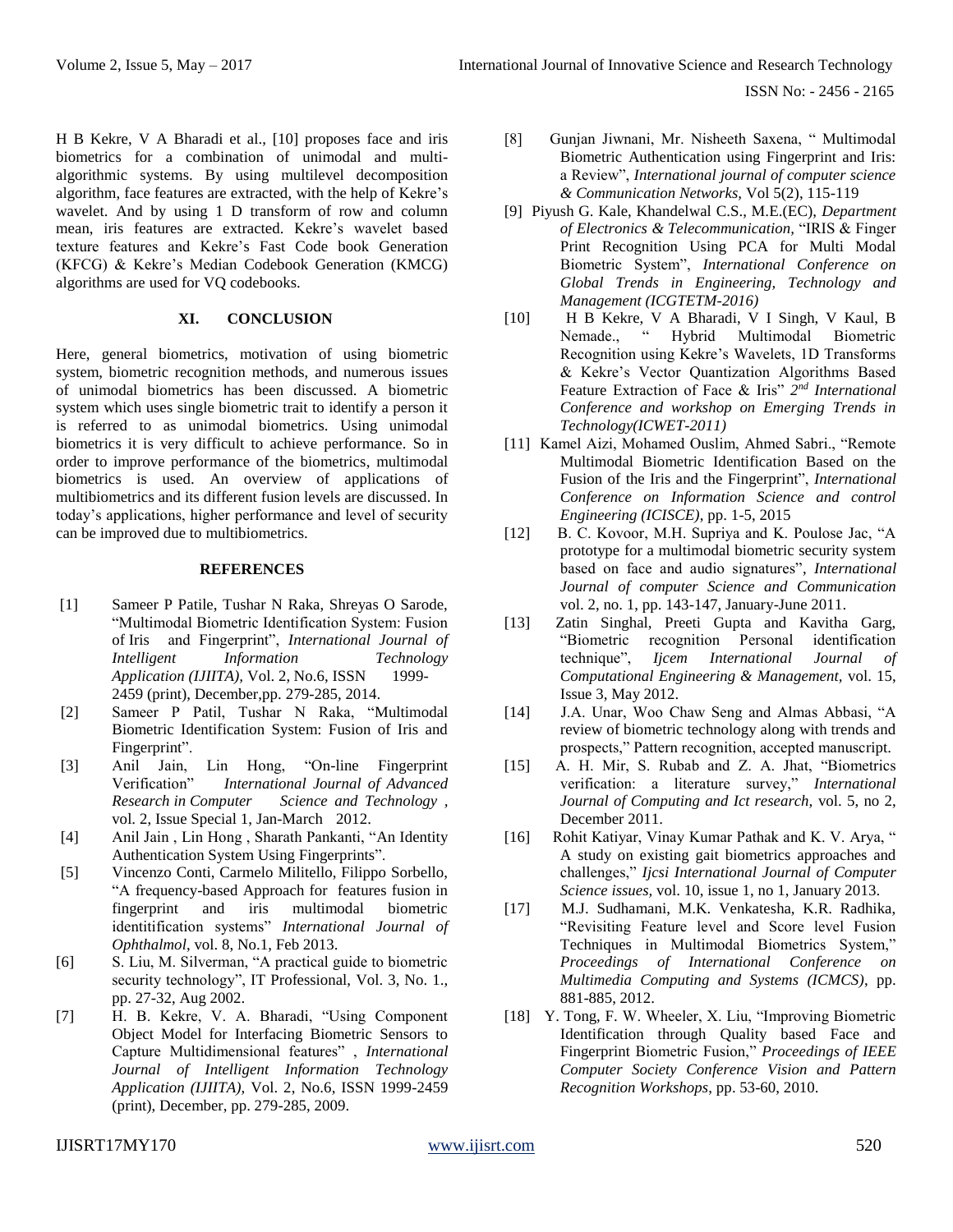H B Kekre, V A Bharadi et al., [10] proposes face and iris biometrics for a combination of unimodal and multi-algorithmic systems. By using multilevel decomposition algorithm, face features are extracted, with the help of Kekre's wavelet. And by using 1 D transform of row and column mean, iris features are extracted. Kekre's wavelet based texture features and Kekre's Fast Code book Generation (KFCG) & Kekre's Median Codebook Generation (KMCG) algorithms are used for VQ codebooks.

## XI. CONCLUSION

Here, general biometrics, motivation of using biometric system, biometric recognition methods, and numerous issues of unimodal biometrics has been discussed. A biometric system which uses single biometric trait to identify a person it is referred to as unimodal biometrics. Using unimodal biometrics it is very difficult to achieve performance. So in order to improve performance of the biometrics, multimodal biometrics is used. An overview of applications of multibiometrics and its different fusion levels are discussed. In today's applications, higher performance and level of security can be improved due to multibiometrics.

## REFERENCES

[1] Sameer P Patile, Tushar N Raka, Shreyas O Sarode, "Multimodal Biometric Identification System: Fusion of Iris and Fingerprint", *International Journal of Intelligent Information Technology Application (IJIITA)*, Vol. 2, No.6, ISSN 1999-2459 (print), December,pp. 279-285, 2014.

[2] Sameer P Patil, Tushar N Raka, "Multimodal Biometric Identification System: Fusion of Iris and Fingerprint".

[3] Anil Jain, Lin Hong, "On-line Fingerprint Verification" *International Journal of Advanced Research in Computer Science and Technology* , vol. 2, Issue Special 1, Jan-March 2012.

[4] Anil Jain , Lin Hong , Sharath Pankanti, "An Identity Authentication System Using Fingerprints".

[5] Vincenzo Conti, Carmelo Militello, Filippo Sorbello, "A frequency-based Approach for features fusion in fingerprint and iris multimodal biometric identitification systems" *International Journal of Ophthalmol*, vol. 8, No.1, Feb 2013.

[6] S. Liu, M. Silverman, "A practical guide to biometric security technology", IT Professional, Vol. 3, No. 1., pp. 27-32, Aug 2002.

[7] H. B. Kekre, V. A. Bharadi, "Using Component Object Model for Interfacing Biometric Sensors to Capture Multidimensional features" , *International Journal of Intelligent Information Technology Application (IJIITA)*, Vol. 2, No.6, ISSN 1999-2459 (print), December, pp. 279-285, 2009.

[8] Gunjan Jiwnani, Mr. Nisheeth Saxena, " Multimodal Biometric Authentication using Fingerprint and Iris: a Review", *International journal of computer science & Communication Networks*, Vol 5(2), 115-119

[9] Piyush G. Kale, Khandelwal C.S., M.E.(EC), *Department of Electronics & Telecommunication*, "IRIS & Finger Print Recognition Using PCA for Multi Modal Biometric System", *International Conference on Global Trends in Engineering, Technology and Management (ICGTETM-2016)*

[10] H B Kekre, V A Bharadi, V I Singh, V Kaul, B Nemade., " Hybrid Multimodal Biometric Recognition using Kekre's Wavelets, 1D Transforms & Kekre's Vector Quantization Algorithms Based Feature Extraction of Face & Iris" *2nd International Conference and workshop on Emerging Trends in Technology(ICWET-2011)*

[11] Kamel Aizi, Mohamed Ouslim, Ahmed Sabri., "Remote Multimodal Biometric Identification Based on the Fusion of the Iris and the Fingerprint", *International Conference on Information Science and control Engineering (ICISCE)*, pp. 1-5, 2015

[12] B. C. Kovoor, M.H. Supriya and K. Poulose Jac, "A prototype for a multimodal biometric security system based on face and audio signatures", *International Journal of computer Science and Communication* vol. 2, no. 1, pp. 143-147, January-June 2011.

[13] Zatin Singhal, Preeti Gupta and Kavitha Garg, "Biometric recognition Personal identification technique", *Ijcem International Journal of Computational Engineering & Management*, vol. 15, Issue 3, May 2012.

[14] J.A. Unar, Woo Chaw Seng and Almas Abbasi, "A review of biometric technology along with trends and prospects," Pattern recognition, accepted manuscript.

[15] A. H. Mir, S. Rubab and Z. A. Jhat, "Biometrics verification: a literature survey," *International Journal of Computing and Ict research*, vol. 5, no 2, December 2011.

[16] Rohit Katiyar, Vinay Kumar Pathak and K. V. Arya, " A study on existing gait biometrics approaches and challenges," *Ijcsi International Journal of Computer Science issues*, vol. 10, issue 1, no 1, January 2013.

[17] M.J. Sudhamani, M.K. Venkatesha, K.R. Radhika, "Revisiting Feature level and Score level Fusion Techniques in Multimodal Biometrics System," *Proceedings of International Conference on Multimedia Computing and Systems (ICMCS)*, pp. 881-885, 2012.

[18] Y. Tong, F. W. Wheeler, X. Liu, "Improving Biometric Identification through Quality based Face and Fingerprint Biometric Fusion," *Proceedings of IEEE Computer Society Conference Vision and Pattern Recognition Workshops*, pp. 53-60, 2010.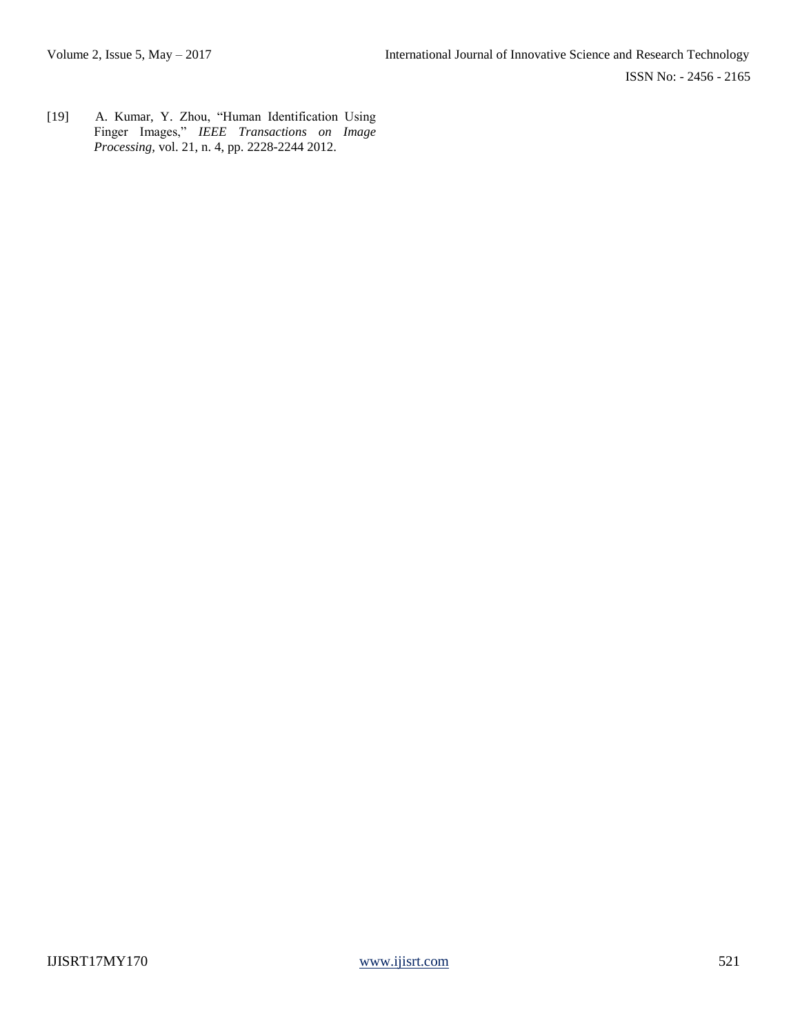[19] A. Kumar, Y. Zhou, "Human Identification Using Finger Images," *IEEE Transactions on Image Processing*, vol. 21, n. 4, pp. 2228-2244 2012.